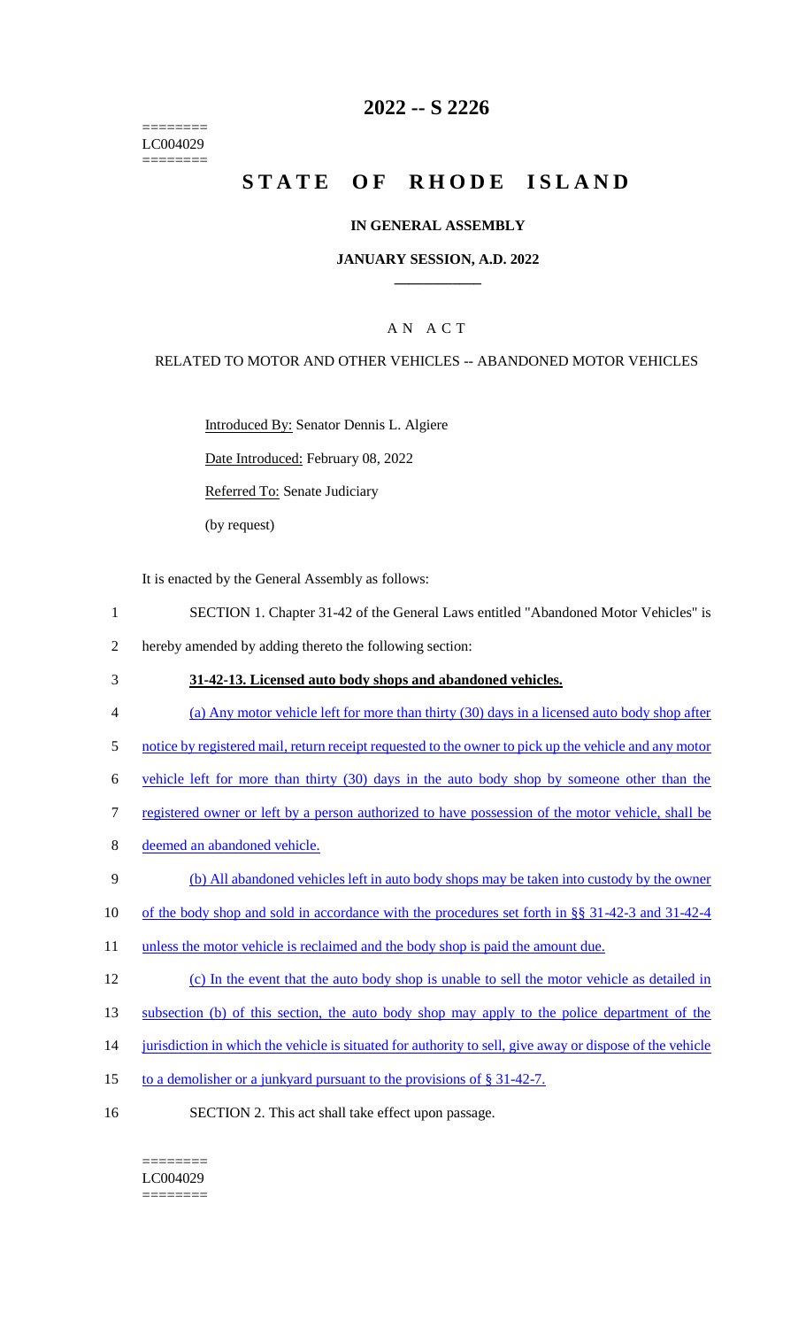========
LC004029
========

# 2022 -- S 2226

# STATE OF RHODE ISLAND

## IN GENERAL ASSEMBLY

### JANUARY SESSION, A.D. 2022

### A N A C T

RELATED TO MOTOR AND OTHER VEHICLES -- ABANDONED MOTOR VEHICLES

Introduced By: Senator Dennis L. Algiere

Date Introduced: February 08, 2022

Referred To: Senate Judiciary

(by request)

It is enacted by the General Assembly as follows:

1 SECTION 1. Chapter 31-42 of the General Laws entitled "Abandoned Motor Vehicles" is
2 hereby amended by adding thereto the following section:

3 **31-42-13. Licensed auto body shops and abandoned vehicles.**

4 (a) Any motor vehicle left for more than thirty (30) days in a licensed auto body shop after
5 notice by registered mail, return receipt requested to the owner to pick up the vehicle and any motor
6 vehicle left for more than thirty (30) days in the auto body shop by someone other than the
7 registered owner or left by a person authorized to have possession of the motor vehicle, shall be
8 deemed an abandoned vehicle.

9 (b) All abandoned vehicles left in auto body shops may be taken into custody by the owner
10 of the body shop and sold in accordance with the procedures set forth in §§ 31-42-3 and 31-42-4
11 unless the motor vehicle is reclaimed and the body shop is paid the amount due.

12 (c) In the event that the auto body shop is unable to sell the motor vehicle as detailed in
13 subsection (b) of this section, the auto body shop may apply to the police department of the
14 jurisdiction in which the vehicle is situated for authority to sell, give away or dispose of the vehicle
15 to a demolisher or a junkyard pursuant to the provisions of § 31-42-7.

16 SECTION 2. This act shall take effect upon passage.

========
LC004029
========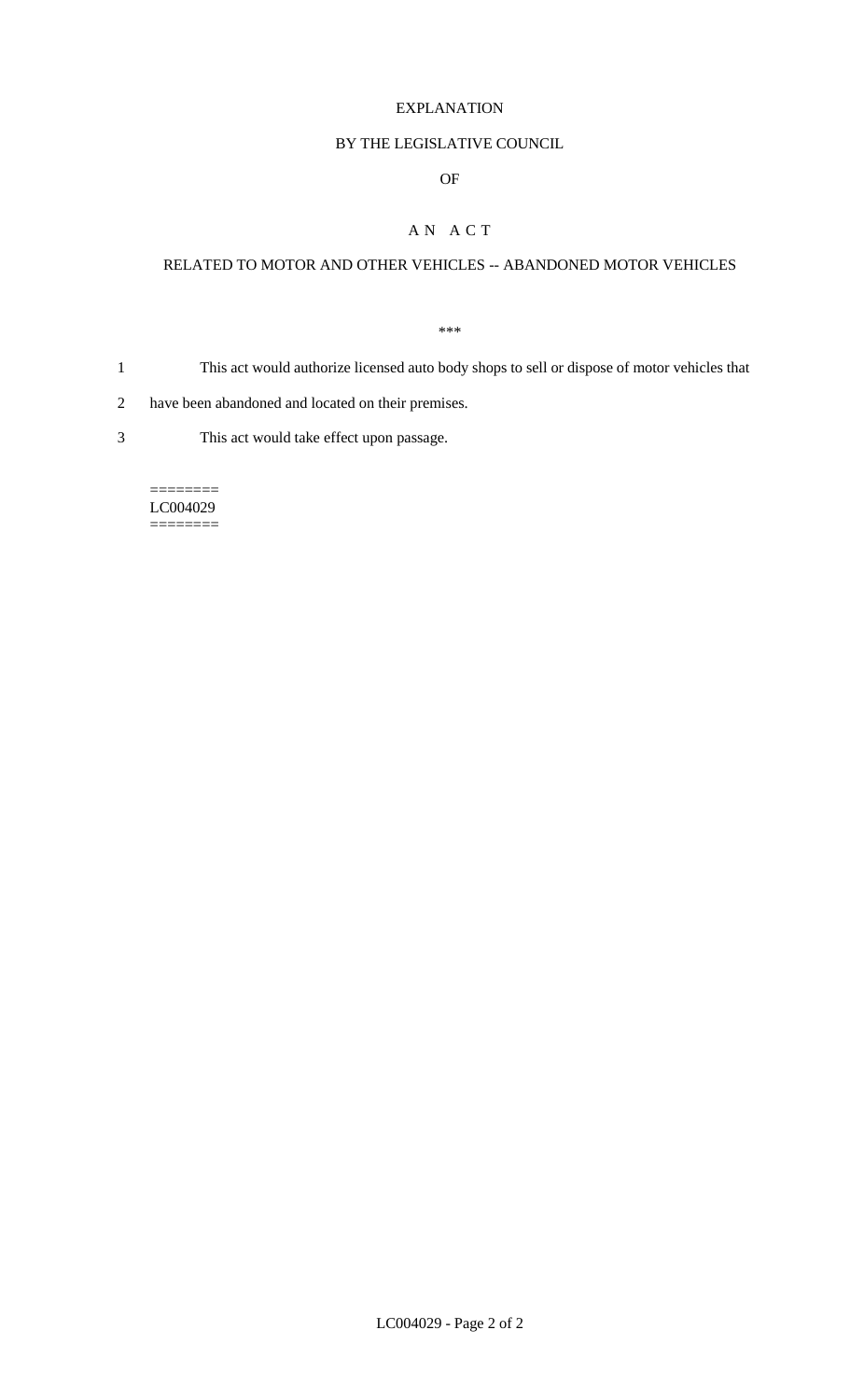EXPLANATION

BY THE LEGISLATIVE COUNCIL

OF

A N A C T

RELATED TO MOTOR AND OTHER VEHICLES -- ABANDONED MOTOR VEHICLES

***

1 This act would authorize licensed auto body shops to sell or dispose of motor vehicles that

2 have been abandoned and located on their premises.

3 This act would take effect upon passage.

========
LC004029
========